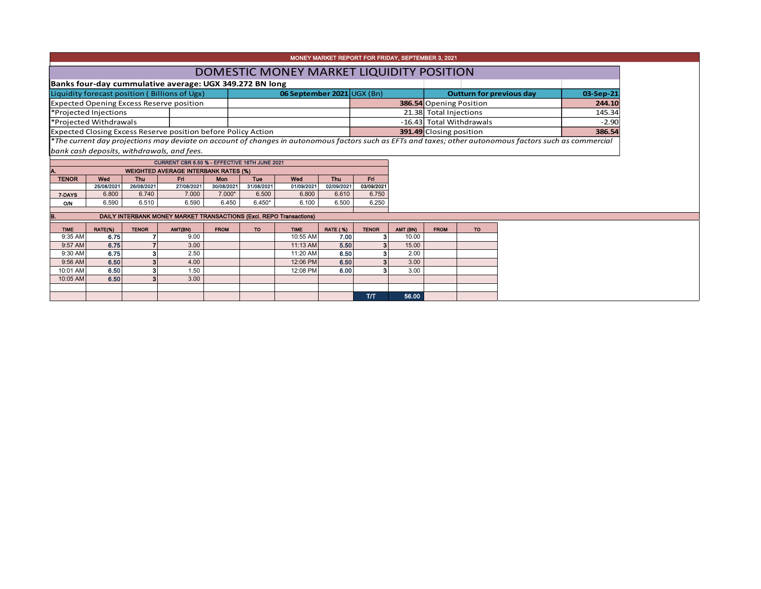# MONEY MARKET REPORT FOR FRIDAY, SEPTEMBER 3, 2021

## DOMESTIC MONEY MARKET LIQUIDITY POSITION

**Banks four-day cummulative average: UGX 349.272 BN long**

| Liquidity forecast position ( Billions of Ugx) | 06 September 2021 | UGX (Bn) | Outturn for previous day | 03-Sep-21 |
|---|---|---|---|---|
| Expected Opening Excess Reserve position | | **386.54** | Opening Position | **244.10** |
| *Projected Injections | | 21.38 | Total Injections | 145.34 |
| *Projected Withdrawals | | -16.43 | Total Withdrawals | -2.90 |
| Expected Closing Excess Reserve position before Policy Action | | **391.49** | Closing position | **386.54** |

*\*The current day projections may deviate on account of changes in autonomous factors such as EFTs and taxes; other autonomous factors such as commercial bank cash deposits, withdrawals, and fees.*

**CURRENT CBR 6.50 % - EFFECTIVE 16TH JUNE 2021**

**A. WEIGHTED AVERAGE INTERBANK RATES (%)**

| TENOR | Wed | Thu | Fri | Mon | Tue | Wed | Thu | Fri |
|---|---|---|---|---|---|---|---|---|
| | 25/08/2021 | 26/08/2021 | 27/08/2021 | 30/08/2021 | 31/08/2021 | 01/09/2021 | 02/09/2021 | 03/09/2021 |
| 7-DAYS | 6.800 | 6.740 | 7.000 | 7.000* | 6.500 | 6.800 | 6.610 | 6.750 |
| O/N | 6.590 | 6.510 | 6.590 | 6.450 | 6.450* | 6.100 | 6.500 | 6.250 |

**B. DAILY INTERBANK MONEY MARKET TRANSACTIONS (Excl. REPO Transactions)**

| TIME | RATE(%) | TENOR | AMT(BN) | FROM | TO | TIME | RATE ( %) | TENOR | AMT (BN) | FROM | TO |
|---|---|---|---|---|---|---|---|---|---|---|---|
| 9:35 AM | 6.75 | 7 | 9.00 | | | 10:55 AM | 7.00 | 3 | 10.00 | | |
| 9:57 AM | 6.75 | 7 | 3.00 | | | 11:13 AM | 5.50 | 3 | 15.00 | | |
| 9:30 AM | 6.75 | 3 | 2.50 | | | 11:20 AM | 6.50 | 3 | 2.00 | | |
| 9:56 AM | 6.50 | 3 | 4.00 | | | 12:06 PM | 6.50 | 3 | 3.00 | | |
| 10:01 AM | 6.50 | 3 | 1.50 | | | 12:08 PM | 6.00 | 3 | 3.00 | | |
| 10:05 AM | 6.50 | 3 | 3.00 | | | | | | | | |
| | | | | | | | | T/T | 56.00 | | |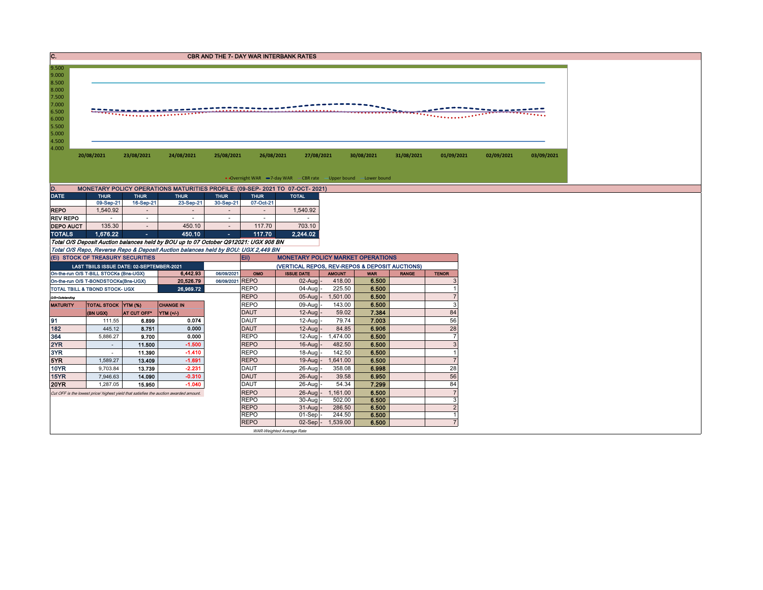## C. CBR AND THE 7- DAY WAR INTERBANK RATES

9.500
9.000
8.500
8.000
7.500
7.000
6.500
6.000
5.500
5.000
4.500
4.000

20/08/2021 23/08/2021 24/08/2021 25/08/2021 26/08/2021 27/08/2021 30/08/2021 31/08/2021 01/09/2021 02/09/2021 03/09/2021

Overnight WAR — 7-day WAR — CBR rate — Upper bound — Lower bound

## D. MONETARY POLICY OPERATIONS MATURITIES PROFILE: (09-SEP- 2021 TO 07-OCT- 2021)

| DATE | THUR | THUR | THUR | THUR | THUR | TOTAL |
|---|---|---|---|---|---|---|
| | 09-Sep-21 | 16-Sep-21 | 23-Sep-21 | 30-Sep-21 | 07-Oct-21 | |
| REPO | 1,540.92 | - | - | - | - | 1,540.92 |
| REV REPO | - | - | - | - | - | - |
| DEPO AUCT | 135.30 | - | 450.10 | - | 117.70 | 703.10 |
| TOTALS | 1,676.22 | - | 450.10 | - | 117.70 | 2,244.02 |

*Total O/S Deposit Auction balances held by BOU up to 07 October Q912021: UGX 908 BN*

*Total O/S Repo, Reverse Repo & Deposit Auction balances held by BOU: UGX 2,449 BN*

## (Ei) STOCK OF TREASURY SECURITIES

| LAST TBIILS ISSUE DATE: 02-SEPTEMBER-2021 | | |
|---|---|---|
| On-the-run O/S T-BILL STOCKs (Bns-UGX) | 6,442.93 | 06/09/2021 |
| On-the-run O/S T-BONDSTOCKs(Bns-UGX) | 20,526.79 | 06/09/2021 |
| TOTAL TBILL & TBOND STOCK- UGX | 26,969.72 | |

*O/S=Outstanding*

| MATURITY | TOTAL STOCK (BN UGX) | YTM (%) AT CUT OFF* | CHANGE IN YTM (+/-) |
|---|---|---|---|
| 91 | 111.55 | 6.899 | 0.074 |
| 182 | 445.12 | 8.751 | 0.000 |
| 364 | 5,886.27 | 9.700 | 0.000 |
| 2YR | - | 11.500 | -1.500 |
| 3YR | - | 11.390 | -1.410 |
| 5YR | 1,589.27 | 13.409 | -1.691 |
| 10YR | 9,703.84 | 13.739 | -2.231 |
| 15YR | 7,946.63 | 14.090 | -0.310 |
| 20YR | 1,287.05 | 15.950 | -1.040 |

*Cut OFF is the lowest price/ highest yield that satisfies the auction awarded amount.*

## Eii) MONETARY POLICY MARKET OPERATIONS

(VERTICAL REPOS, REV-REPOS & DEPOSIT AUCTIONS)

| OMO | ISSUE DATE | AMOUNT | WAR | RANGE | TENOR |
|---|---|---|---|---|---|
| REPO | 02-Aug | 418.00 | 6.500 | | 3 |
| REPO | 04-Aug | 225.50 | 6.500 | | 1 |
| REPO | 05-Aug | 1,501.00 | 6.500 | | 7 |
| REPO | 09-Aug | 143.00 | 6.500 | | 3 |
| DAUT | 12-Aug | 59.02 | 7.384 | | 84 |
| DAUT | 12-Aug | 79.74 | 7.003 | | 56 |
| DAUT | 12-Aug | 84.85 | 6.906 | | 28 |
| REPO | 12-Aug | 1,474.00 | 6.500 | | 7 |
| REPO | 16-Aug | 482.50 | 6.500 | | 3 |
| REPO | 18-Aug | 142.50 | 6.500 | | 1 |
| REPO | 19-Aug | 1,641.00 | 6.500 | | 7 |
| DAUT | 26-Aug | 358.08 | 6.998 | | 28 |
| DAUT | 26-Aug | 39.58 | 6.950 | | 56 |
| DAUT | 26-Aug | 54.34 | 7.299 | | 84 |
| REPO | 26-Aug | 1,161.00 | 6.500 | | 7 |
| REPO | 30-Aug | 502.00 | 6.500 | | 3 |
| REPO | 31-Aug | 286.50 | 6.500 | | 2 |
| REPO | 01-Sep | 244.50 | 6.500 | | 1 |
| REPO | 02-Sep | 1,539.00 | 6.500 | | 7 |

*WAR-Weighted Average Rate*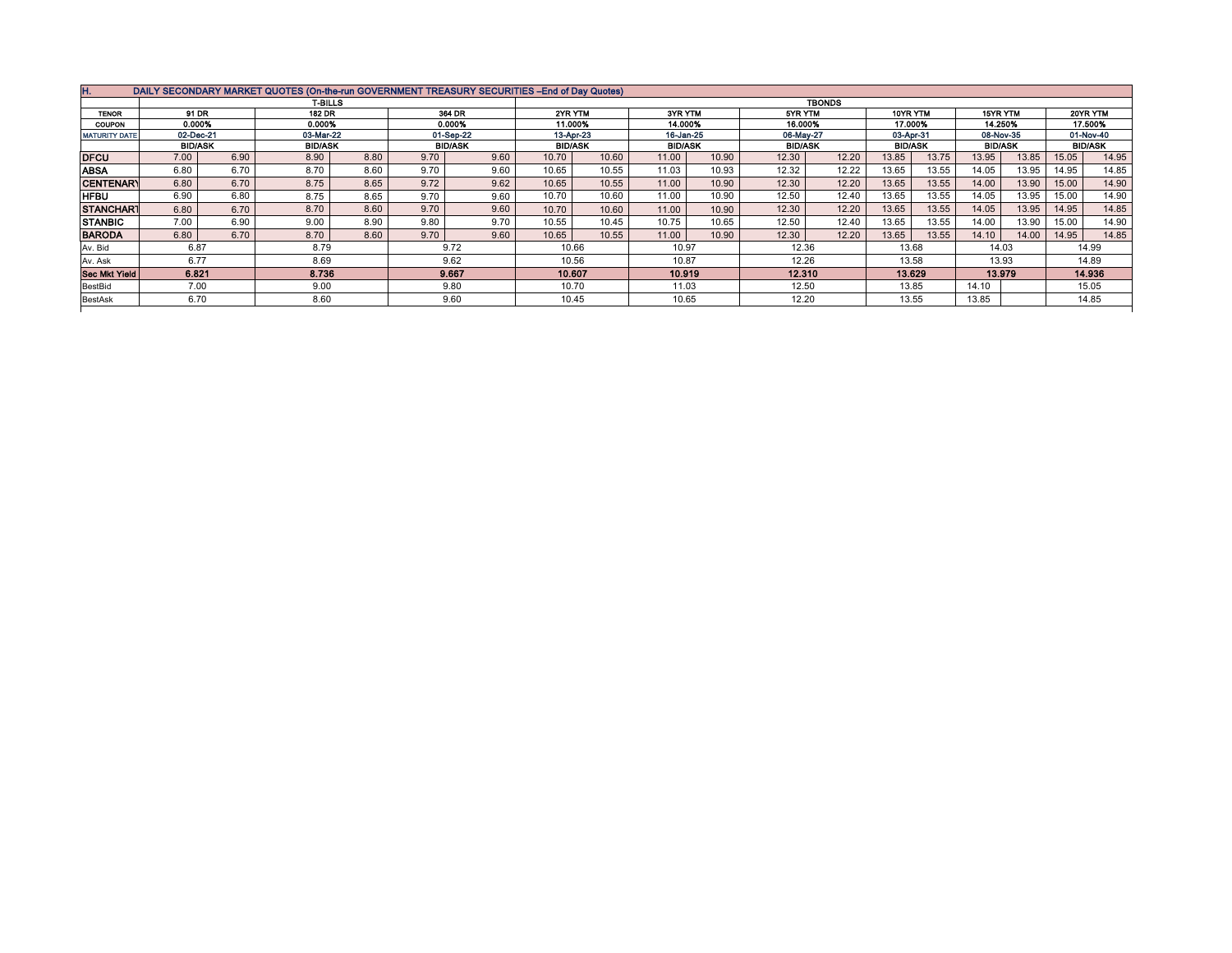| H. | DAILY SECONDARY MARKET QUOTES (On-the-run GOVERNMENT TREASURY SECURITIES –End of Day Quotes) | | | | | | | | | | | | | | | | | |
|---|---|---|---|---|---|---|---|---|---|---|---|---|---|---|---|---|---|---|
| | T-BILLS | | | | | | TBONDS | | | | | | | | | | | |
| TENOR | 91 DR | | 182 DR | | 364 DR | | 2YR YTM | | 3YR YTM | | 5YR YTM | | 10YR YTM | | 15YR YTM | | 20YR YTM | |
| COUPON | 0.000% | | 0.000% | | 0.000% | | 11.000% | | 14.000% | | 16.000% | | 17.000% | | 14.250% | | 17.500% | |
| MATURITY DATE | 02-Dec-21 | | 03-Mar-22 | | 01-Sep-22 | | 13-Apr-23 | | 16-Jan-25 | | 06-May-27 | | 03-Apr-31 | | 08-Nov-35 | | 01-Nov-40 | |
| | BID/ASK | | BID/ASK | | BID/ASK | | BID/ASK | | BID/ASK | | BID/ASK | | BID/ASK | | BID/ASK | | BID/ASK | |
| DFCU | 7.00 | 6.90 | 8.90 | 8.80 | 9.70 | 9.60 | 10.70 | 10.60 | 11.00 | 10.90 | 12.30 | 12.20 | 13.85 | 13.75 | 13.95 | 13.85 | 15.05 | 14.95 |
| ABSA | 6.80 | 6.70 | 8.70 | 8.60 | 9.70 | 9.60 | 10.65 | 10.55 | 11.03 | 10.93 | 12.32 | 12.22 | 13.65 | 13.55 | 14.05 | 13.95 | 14.95 | 14.85 |
| CENTENARY | 6.80 | 6.70 | 8.75 | 8.65 | 9.72 | 9.62 | 10.65 | 10.55 | 11.00 | 10.90 | 12.30 | 12.20 | 13.65 | 13.55 | 14.00 | 13.90 | 15.00 | 14.90 |
| HFBU | 6.90 | 6.80 | 8.75 | 8.65 | 9.70 | 9.60 | 10.70 | 10.60 | 11.00 | 10.90 | 12.50 | 12.40 | 13.65 | 13.55 | 14.05 | 13.95 | 15.00 | 14.90 |
| STANCHART | 6.80 | 6.70 | 8.70 | 8.60 | 9.70 | 9.60 | 10.70 | 10.60 | 11.00 | 10.90 | 12.30 | 12.20 | 13.65 | 13.55 | 14.05 | 13.95 | 14.95 | 14.85 |
| STANBIC | 7.00 | 6.90 | 9.00 | 8.90 | 9.80 | 9.70 | 10.55 | 10.45 | 10.75 | 10.65 | 12.50 | 12.40 | 13.65 | 13.55 | 14.00 | 13.90 | 15.00 | 14.90 |
| BARODA | 6.80 | 6.70 | 8.70 | 8.60 | 9.70 | 9.60 | 10.65 | 10.55 | 11.00 | 10.90 | 12.30 | 12.20 | 13.65 | 13.55 | 14.10 | 14.00 | 14.95 | 14.85 |
| Av. Bid | 6.87 | | 8.79 | | 9.72 | | 10.66 | | 10.97 | | 12.36 | | 13.68 | | 14.03 | | 14.99 | |
| Av. Ask | 6.77 | | 8.69 | | 9.62 | | 10.56 | | 10.87 | | 12.26 | | 13.58 | | 13.93 | | 14.89 | |
| Sec Mkt Yield | 6.821 | | 8.736 | | 9.667 | | 10.607 | | 10.919 | | 12.310 | | 13.629 | | 13.979 | | 14.936 | |
| BestBid | 7.00 | | 9.00 | | 9.80 | | 10.70 | | 11.03 | | 12.50 | | 13.85 | | 14.10 | | 15.05 | |
| BestAsk | 6.70 | | 8.60 | | 9.60 | | 10.45 | | 10.65 | | 12.20 | | 13.55 | | 13.85 | | 14.85 | |